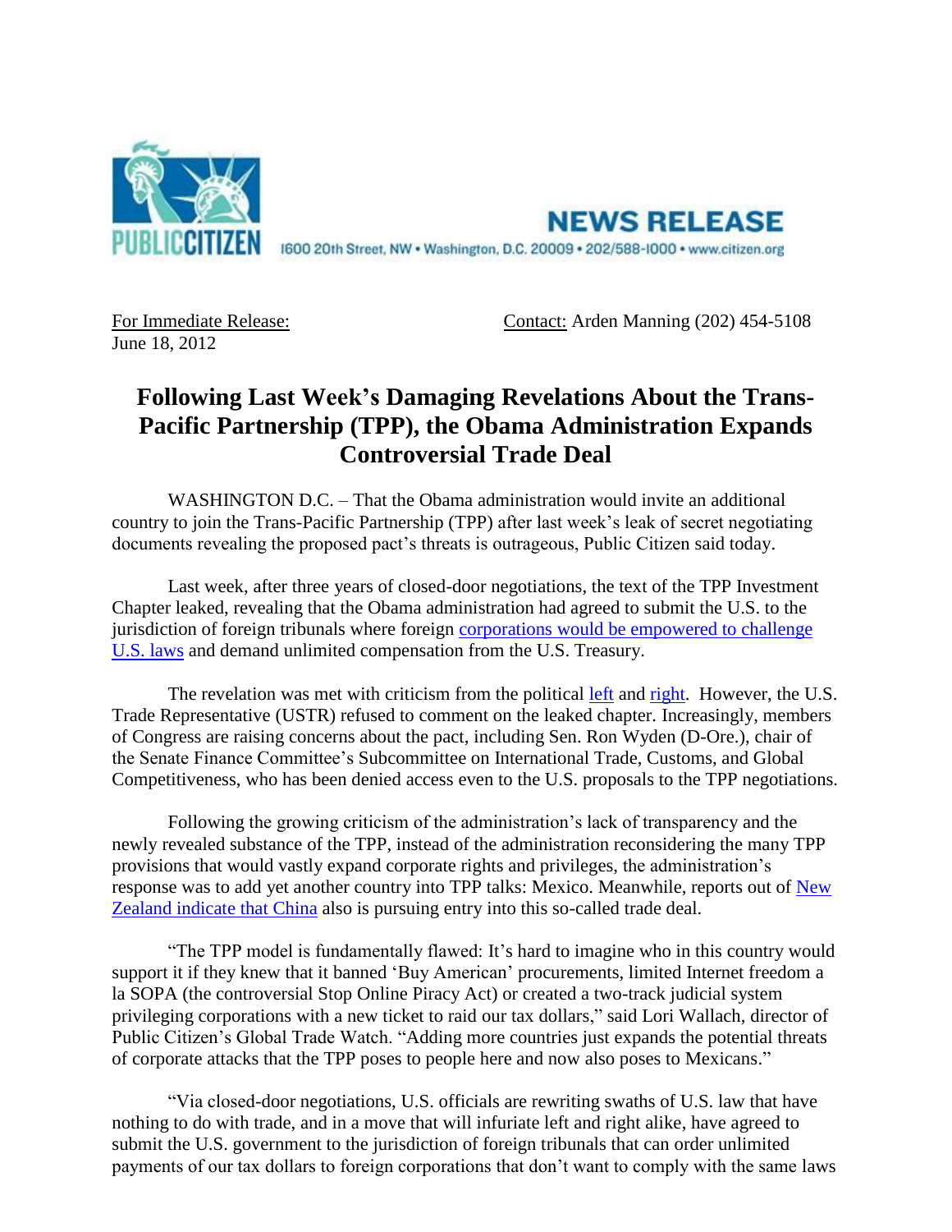PUBLIC CITIZEN

**NEWS RELEASE**

1600 20th Street, NW • Washington, D.C. 20009 • 202/588-1000 • www.citizen.org

For Immediate Release: June 18, 2012

Contact: Arden Manning (202) 454-5108

# Following Last Week's Damaging Revelations About the Trans-Pacific Partnership (TPP), the Obama Administration Expands Controversial Trade Deal

WASHINGTON D.C. – That the Obama administration would invite an additional country to join the Trans-Pacific Partnership (TPP) after last week's leak of secret negotiating documents revealing the proposed pact's threats is outrageous, Public Citizen said today.

Last week, after three years of closed-door negotiations, the text of the TPP Investment Chapter leaked, revealing that the Obama administration had agreed to submit the U.S. to the jurisdiction of foreign tribunals where foreign corporations would be empowered to challenge U.S. laws and demand unlimited compensation from the U.S. Treasury.

The revelation was met with criticism from the political left and right. However, the U.S. Trade Representative (USTR) refused to comment on the leaked chapter. Increasingly, members of Congress are raising concerns about the pact, including Sen. Ron Wyden (D-Ore.), chair of the Senate Finance Committee's Subcommittee on International Trade, Customs, and Global Competitiveness, who has been denied access even to the U.S. proposals to the TPP negotiations.

Following the growing criticism of the administration's lack of transparency and the newly revealed substance of the TPP, instead of the administration reconsidering the many TPP provisions that would vastly expand corporate rights and privileges, the administration's response was to add yet another country into TPP talks: Mexico. Meanwhile, reports out of New Zealand indicate that China also is pursuing entry into this so-called trade deal.

"The TPP model is fundamentally flawed: It's hard to imagine who in this country would support it if they knew that it banned 'Buy American' procurements, limited Internet freedom a la SOPA (the controversial Stop Online Piracy Act) or created a two-track judicial system privileging corporations with a new ticket to raid our tax dollars," said Lori Wallach, director of Public Citizen's Global Trade Watch. "Adding more countries just expands the potential threats of corporate attacks that the TPP poses to people here and now also poses to Mexicans."

"Via closed-door negotiations, U.S. officials are rewriting swaths of U.S. law that have nothing to do with trade, and in a move that will infuriate left and right alike, have agreed to submit the U.S. government to the jurisdiction of foreign tribunals that can order unlimited payments of our tax dollars to foreign corporations that don't want to comply with the same laws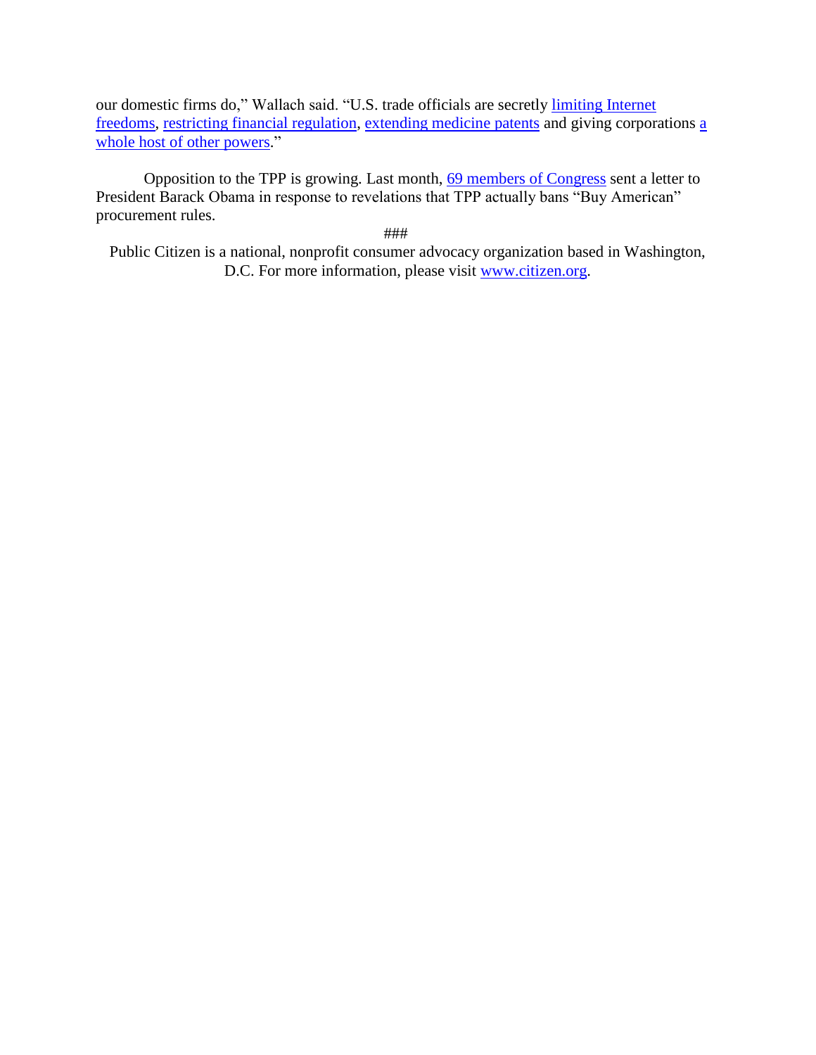our domestic firms do," Wallach said. "U.S. trade officials are secretly limiting Internet freedoms, restricting financial regulation, extending medicine patents and giving corporations a whole host of other powers."

Opposition to the TPP is growing. Last month, 69 members of Congress sent a letter to President Barack Obama in response to revelations that TPP actually bans "Buy American" procurement rules.

###

Public Citizen is a national, nonprofit consumer advocacy organization based in Washington, D.C. For more information, please visit www.citizen.org.